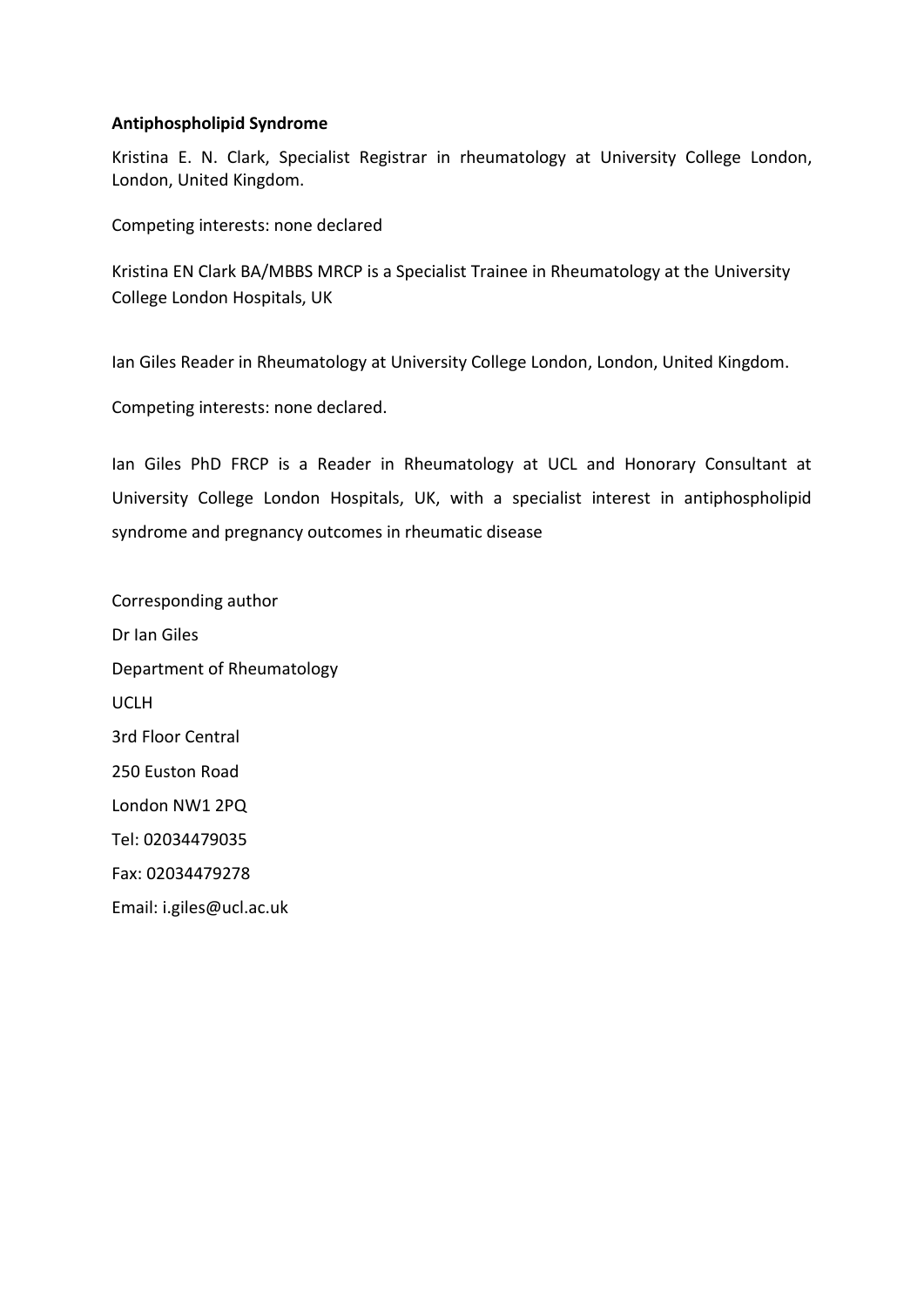**Antiphospholipid Syndrome**

Kristina E. N. Clark, Specialist Registrar in rheumatology at University College London, London, United Kingdom.

Competing interests: none declared

Kristina EN Clark BA/MBBS MRCP is a Specialist Trainee in Rheumatology at the University College London Hospitals, UK

Ian Giles Reader in Rheumatology at University College London, London, United Kingdom.

Competing interests: none declared.

Ian Giles PhD FRCP is a Reader in Rheumatology at UCL and Honorary Consultant at University College London Hospitals, UK, with a specialist interest in antiphospholipid syndrome and pregnancy outcomes in rheumatic disease

Corresponding author

Dr Ian Giles

Department of Rheumatology

UCLH

3rd Floor Central

250 Euston Road

London NW1 2PQ

Tel: 02034479035

Fax: 02034479278

Email: i.giles@ucl.ac.uk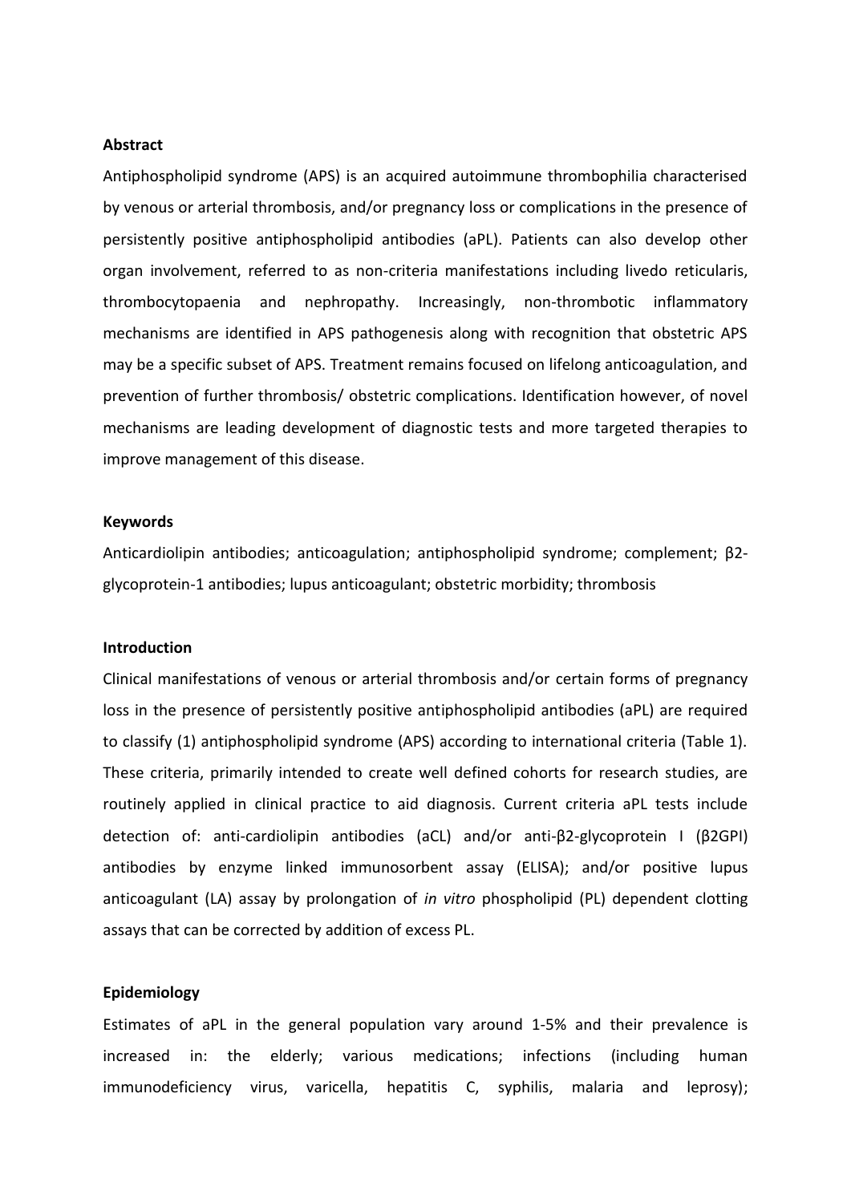## Abstract

Antiphospholipid syndrome (APS) is an acquired autoimmune thrombophilia characterised by venous or arterial thrombosis, and/or pregnancy loss or complications in the presence of persistently positive antiphospholipid antibodies (aPL). Patients can also develop other organ involvement, referred to as non-criteria manifestations including livedo reticularis, thrombocytopaenia and nephropathy. Increasingly, non-thrombotic inflammatory mechanisms are identified in APS pathogenesis along with recognition that obstetric APS may be a specific subset of APS. Treatment remains focused on lifelong anticoagulation, and prevention of further thrombosis/ obstetric complications. Identification however, of novel mechanisms are leading development of diagnostic tests and more targeted therapies to improve management of this disease.

## Keywords

Anticardiolipin antibodies; anticoagulation; antiphospholipid syndrome; complement; β2-glycoprotein-1 antibodies; lupus anticoagulant; obstetric morbidity; thrombosis

## Introduction

Clinical manifestations of venous or arterial thrombosis and/or certain forms of pregnancy loss in the presence of persistently positive antiphospholipid antibodies (aPL) are required to classify (1) antiphospholipid syndrome (APS) according to international criteria (Table 1). These criteria, primarily intended to create well defined cohorts for research studies, are routinely applied in clinical practice to aid diagnosis. Current criteria aPL tests include detection of: anti-cardiolipin antibodies (aCL) and/or anti-β2-glycoprotein I (β2GPI) antibodies by enzyme linked immunosorbent assay (ELISA); and/or positive lupus anticoagulant (LA) assay by prolongation of *in vitro* phospholipid (PL) dependent clotting assays that can be corrected by addition of excess PL.

## Epidemiology

Estimates of aPL in the general population vary around 1-5% and their prevalence is increased in: the elderly; various medications; infections (including human immunodeficiency virus, varicella, hepatitis C, syphilis, malaria and leprosy);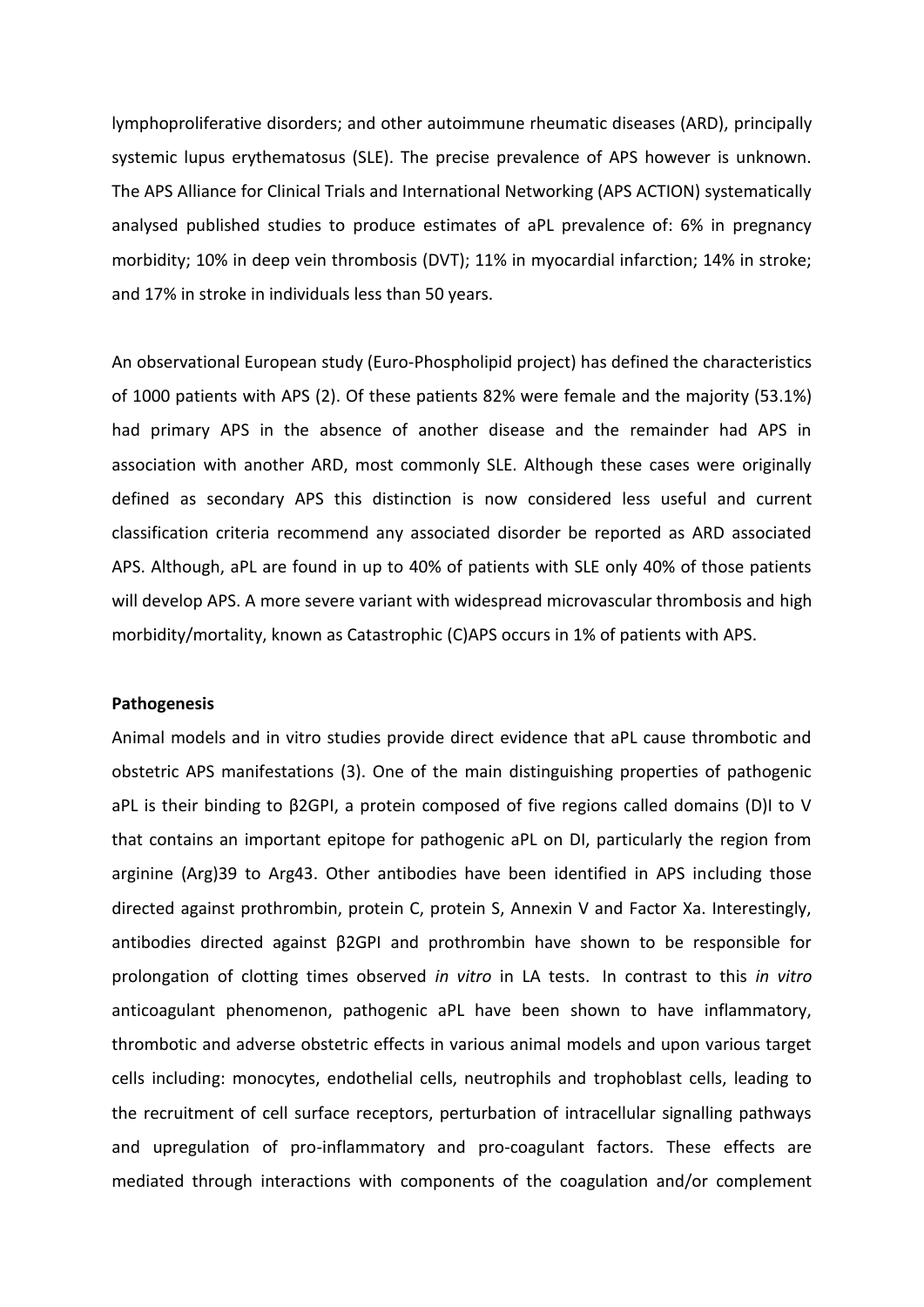lymphoproliferative disorders; and other autoimmune rheumatic diseases (ARD), principally systemic lupus erythematosus (SLE). The precise prevalence of APS however is unknown. The APS Alliance for Clinical Trials and International Networking (APS ACTION) systematically analysed published studies to produce estimates of aPL prevalence of: 6% in pregnancy morbidity; 10% in deep vein thrombosis (DVT); 11% in myocardial infarction; 14% in stroke; and 17% in stroke in individuals less than 50 years.

An observational European study (Euro-Phospholipid project) has defined the characteristics of 1000 patients with APS (2). Of these patients 82% were female and the majority (53.1%) had primary APS in the absence of another disease and the remainder had APS in association with another ARD, most commonly SLE. Although these cases were originally defined as secondary APS this distinction is now considered less useful and current classification criteria recommend any associated disorder be reported as ARD associated APS. Although, aPL are found in up to 40% of patients with SLE only 40% of those patients will develop APS. A more severe variant with widespread microvascular thrombosis and high morbidity/mortality, known as Catastrophic (C)APS occurs in 1% of patients with APS.

**Pathogenesis**

Animal models and in vitro studies provide direct evidence that aPL cause thrombotic and obstetric APS manifestations (3). One of the main distinguishing properties of pathogenic aPL is their binding to β2GPI, a protein composed of five regions called domains (D)I to V that contains an important epitope for pathogenic aPL on DI, particularly the region from arginine (Arg)39 to Arg43. Other antibodies have been identified in APS including those directed against prothrombin, protein C, protein S, Annexin V and Factor Xa. Interestingly, antibodies directed against β2GPI and prothrombin have shown to be responsible for prolongation of clotting times observed *in vitro* in LA tests. In contrast to this *in vitro* anticoagulant phenomenon, pathogenic aPL have been shown to have inflammatory, thrombotic and adverse obstetric effects in various animal models and upon various target cells including: monocytes, endothelial cells, neutrophils and trophoblast cells, leading to the recruitment of cell surface receptors, perturbation of intracellular signalling pathways and upregulation of pro-inflammatory and pro-coagulant factors. These effects are mediated through interactions with components of the coagulation and/or complement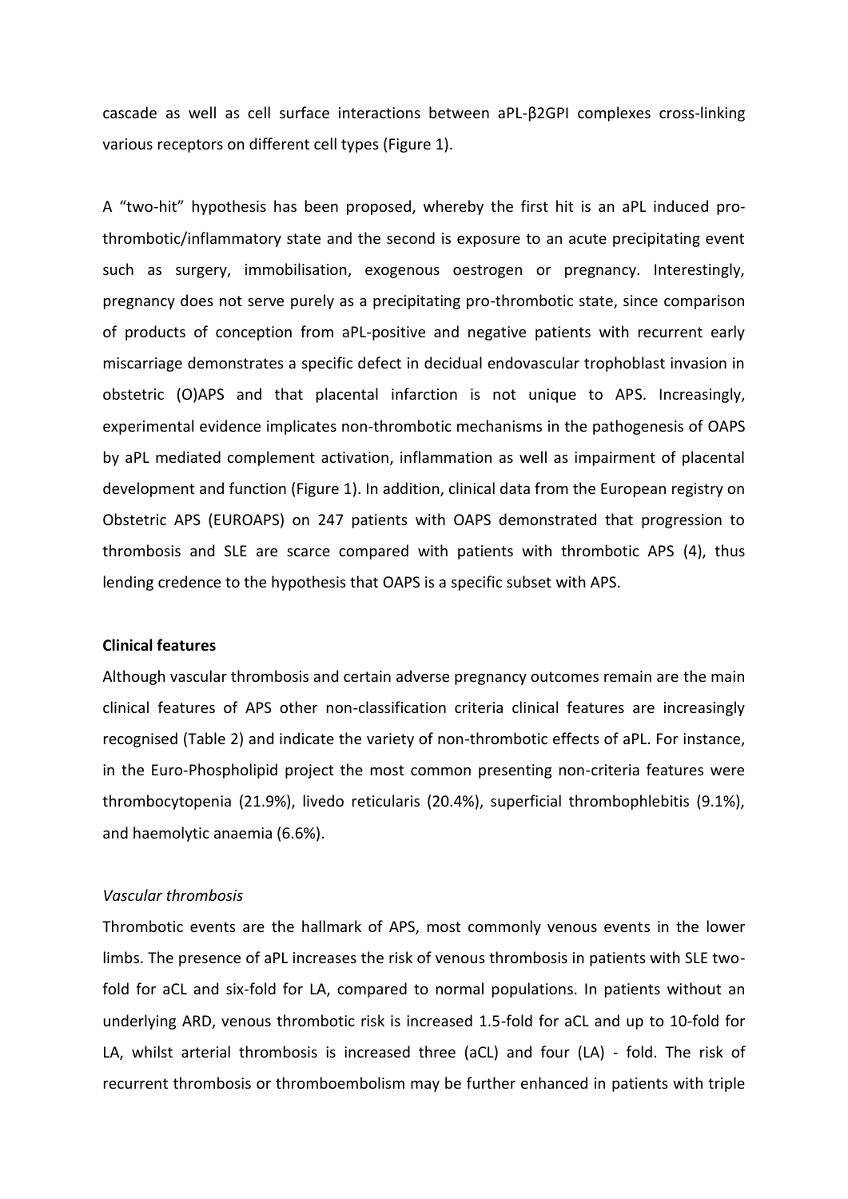cascade as well as cell surface interactions between aPL-β2GPI complexes cross-linking various receptors on different cell types (Figure 1).

A "two-hit" hypothesis has been proposed, whereby the first hit is an aPL induced pro-thrombotic/inflammatory state and the second is exposure to an acute precipitating event such as surgery, immobilisation, exogenous oestrogen or pregnancy. Interestingly, pregnancy does not serve purely as a precipitating pro-thrombotic state, since comparison of products of conception from aPL-positive and negative patients with recurrent early miscarriage demonstrates a specific defect in decidual endovascular trophoblast invasion in obstetric (O)APS and that placental infarction is not unique to APS. Increasingly, experimental evidence implicates non-thrombotic mechanisms in the pathogenesis of OAPS by aPL mediated complement activation, inflammation as well as impairment of placental development and function (Figure 1). In addition, clinical data from the European registry on Obstetric APS (EUROAPS) on 247 patients with OAPS demonstrated that progression to thrombosis and SLE are scarce compared with patients with thrombotic APS (4), thus lending credence to the hypothesis that OAPS is a specific subset with APS.

**Clinical features**

Although vascular thrombosis and certain adverse pregnancy outcomes remain are the main clinical features of APS other non-classification criteria clinical features are increasingly recognised (Table 2) and indicate the variety of non-thrombotic effects of aPL. For instance, in the Euro-Phospholipid project the most common presenting non-criteria features were thrombocytopenia (21.9%), livedo reticularis (20.4%), superficial thrombophlebitis (9.1%), and haemolytic anaemia (6.6%).

*Vascular thrombosis*

Thrombotic events are the hallmark of APS, most commonly venous events in the lower limbs. The presence of aPL increases the risk of venous thrombosis in patients with SLE two-fold for aCL and six-fold for LA, compared to normal populations. In patients without an underlying ARD, venous thrombotic risk is increased 1.5-fold for aCL and up to 10-fold for LA, whilst arterial thrombosis is increased three (aCL) and four (LA) - fold. The risk of recurrent thrombosis or thromboembolism may be further enhanced in patients with triple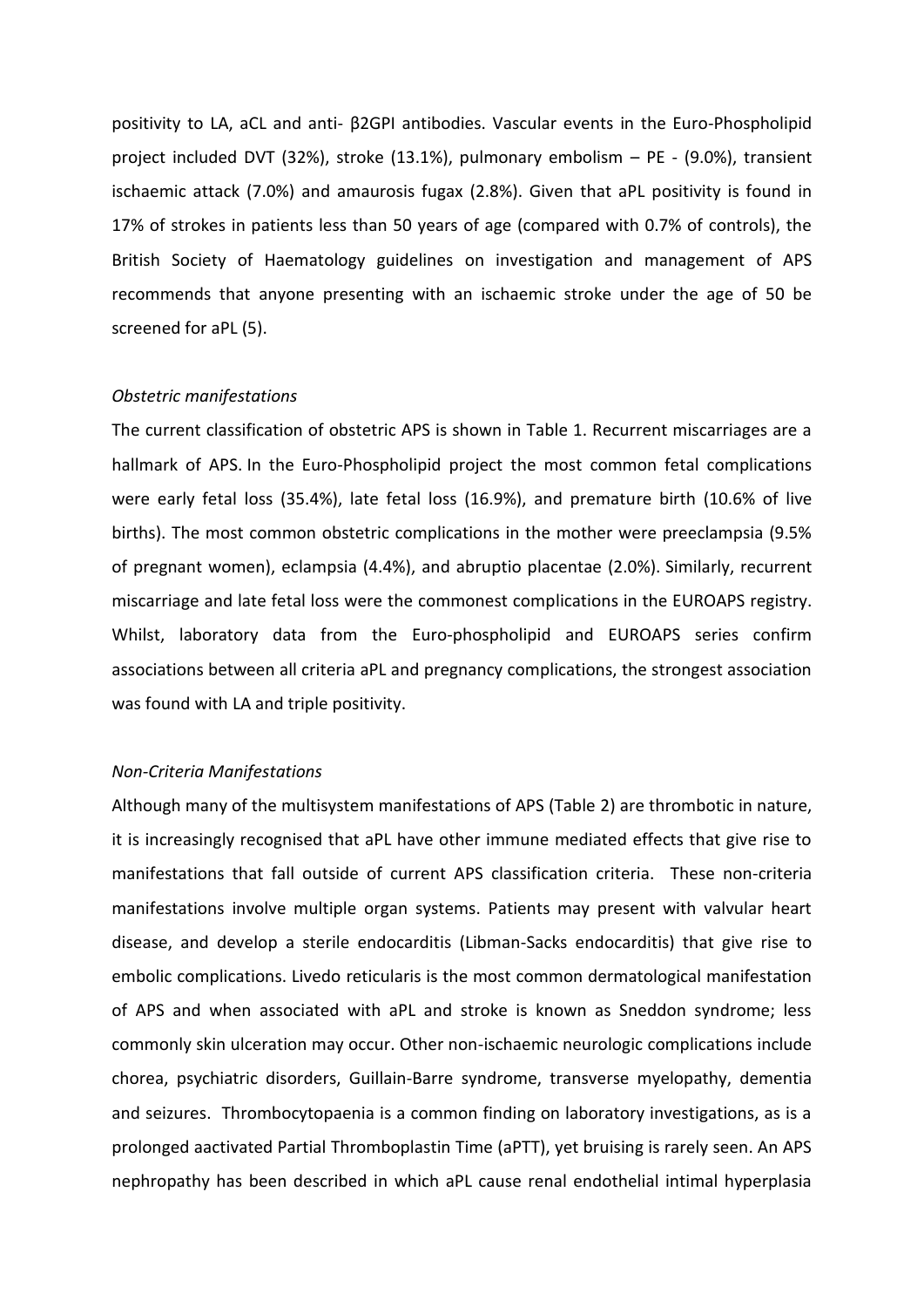positivity to LA, aCL and anti- β2GPI antibodies. Vascular events in the Euro-Phospholipid project included DVT (32%), stroke (13.1%), pulmonary embolism – PE - (9.0%), transient ischaemic attack (7.0%) and amaurosis fugax (2.8%). Given that aPL positivity is found in 17% of strokes in patients less than 50 years of age (compared with 0.7% of controls), the British Society of Haematology guidelines on investigation and management of APS recommends that anyone presenting with an ischaemic stroke under the age of 50 be screened for aPL (5).

*Obstetric manifestations*

The current classification of obstetric APS is shown in Table 1. Recurrent miscarriages are a hallmark of APS. In the Euro-Phospholipid project the most common fetal complications were early fetal loss (35.4%), late fetal loss (16.9%), and premature birth (10.6% of live births). The most common obstetric complications in the mother were preeclampsia (9.5% of pregnant women), eclampsia (4.4%), and abruptio placentae (2.0%). Similarly, recurrent miscarriage and late fetal loss were the commonest complications in the EUROAPS registry. Whilst, laboratory data from the Euro-phospholipid and EUROAPS series confirm associations between all criteria aPL and pregnancy complications, the strongest association was found with LA and triple positivity.

*Non-Criteria Manifestations*

Although many of the multisystem manifestations of APS (Table 2) are thrombotic in nature, it is increasingly recognised that aPL have other immune mediated effects that give rise to manifestations that fall outside of current APS classification criteria. These non-criteria manifestations involve multiple organ systems. Patients may present with valvular heart disease, and develop a sterile endocarditis (Libman-Sacks endocarditis) that give rise to embolic complications. Livedo reticularis is the most common dermatological manifestation of APS and when associated with aPL and stroke is known as Sneddon syndrome; less commonly skin ulceration may occur. Other non-ischaemic neurologic complications include chorea, psychiatric disorders, Guillain-Barre syndrome, transverse myelopathy, dementia and seizures. Thrombocytopaenia is a common finding on laboratory investigations, as is a prolonged aactivated Partial Thromboplastin Time (aPTT), yet bruising is rarely seen. An APS nephropathy has been described in which aPL cause renal endothelial intimal hyperplasia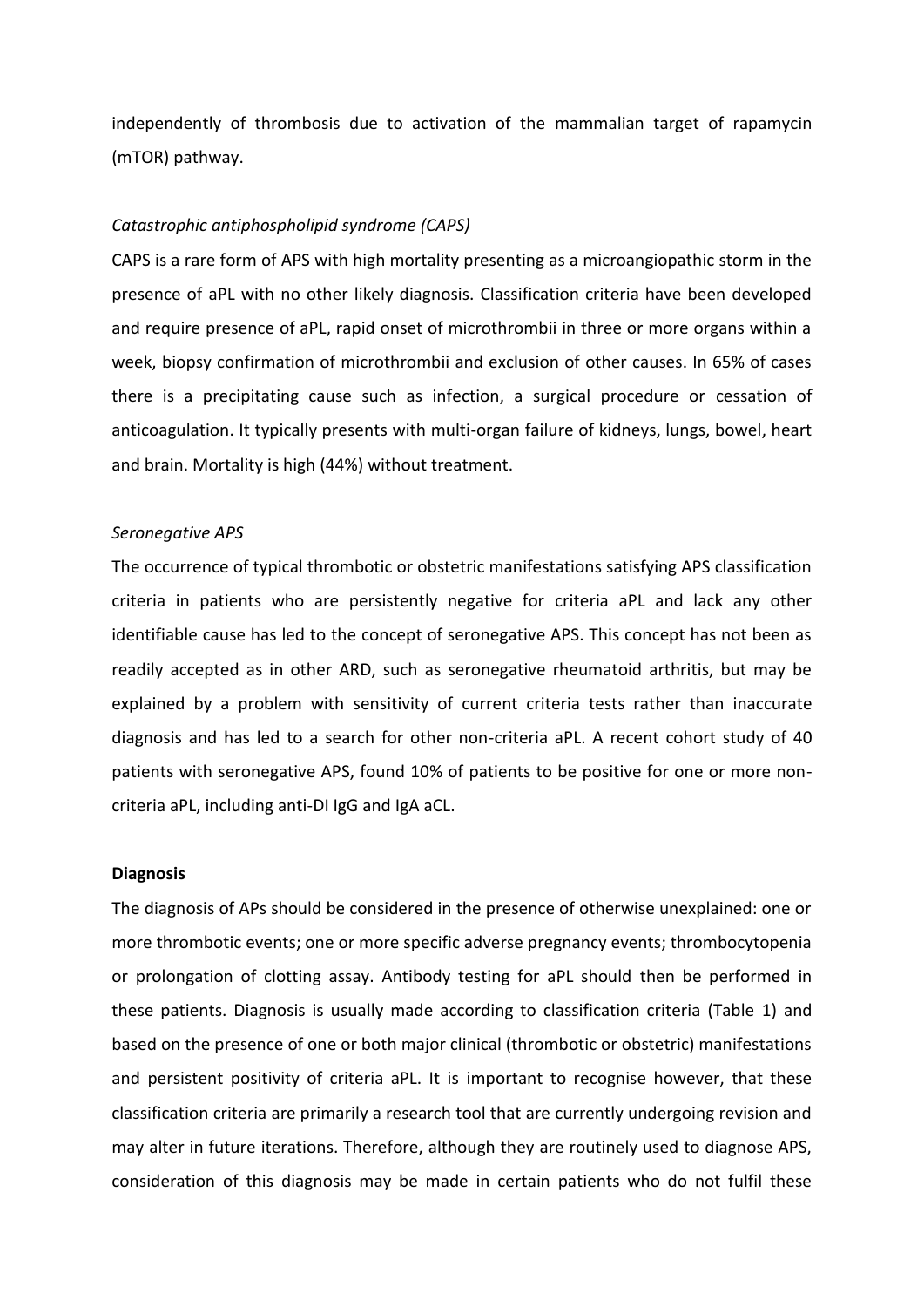independently of thrombosis due to activation of the mammalian target of rapamycin (mTOR) pathway.

*Catastrophic antiphospholipid syndrome (CAPS)*

CAPS is a rare form of APS with high mortality presenting as a microangiopathic storm in the presence of aPL with no other likely diagnosis. Classification criteria have been developed and require presence of aPL, rapid onset of microthrombii in three or more organs within a week, biopsy confirmation of microthrombii and exclusion of other causes. In 65% of cases there is a precipitating cause such as infection, a surgical procedure or cessation of anticoagulation. It typically presents with multi-organ failure of kidneys, lungs, bowel, heart and brain. Mortality is high (44%) without treatment.

*Seronegative APS*

The occurrence of typical thrombotic or obstetric manifestations satisfying APS classification criteria in patients who are persistently negative for criteria aPL and lack any other identifiable cause has led to the concept of seronegative APS. This concept has not been as readily accepted as in other ARD, such as seronegative rheumatoid arthritis, but may be explained by a problem with sensitivity of current criteria tests rather than inaccurate diagnosis and has led to a search for other non-criteria aPL. A recent cohort study of 40 patients with seronegative APS, found 10% of patients to be positive for one or more non-criteria aPL, including anti-DI IgG and IgA aCL.

**Diagnosis**

The diagnosis of APs should be considered in the presence of otherwise unexplained: one or more thrombotic events; one or more specific adverse pregnancy events; thrombocytopenia or prolongation of clotting assay. Antibody testing for aPL should then be performed in these patients. Diagnosis is usually made according to classification criteria (Table 1) and based on the presence of one or both major clinical (thrombotic or obstetric) manifestations and persistent positivity of criteria aPL. It is important to recognise however, that these classification criteria are primarily a research tool that are currently undergoing revision and may alter in future iterations. Therefore, although they are routinely used to diagnose APS, consideration of this diagnosis may be made in certain patients who do not fulfil these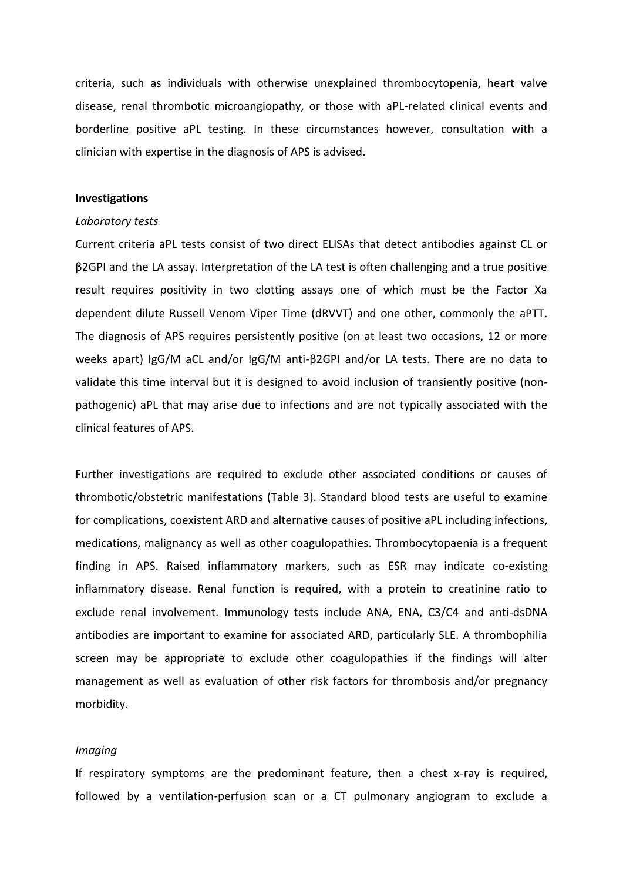criteria, such as individuals with otherwise unexplained thrombocytopenia, heart valve disease, renal thrombotic microangiopathy, or those with aPL-related clinical events and borderline positive aPL testing. In these circumstances however, consultation with a clinician with expertise in the diagnosis of APS is advised.

**Investigations**

*Laboratory tests*

Current criteria aPL tests consist of two direct ELISAs that detect antibodies against CL or β2GPI and the LA assay. Interpretation of the LA test is often challenging and a true positive result requires positivity in two clotting assays one of which must be the Factor Xa dependent dilute Russell Venom Viper Time (dRVVT) and one other, commonly the aPTT. The diagnosis of APS requires persistently positive (on at least two occasions, 12 or more weeks apart) IgG/M aCL and/or IgG/M anti-β2GPI and/or LA tests. There are no data to validate this time interval but it is designed to avoid inclusion of transiently positive (non-pathogenic) aPL that may arise due to infections and are not typically associated with the clinical features of APS.

Further investigations are required to exclude other associated conditions or causes of thrombotic/obstetric manifestations (Table 3). Standard blood tests are useful to examine for complications, coexistent ARD and alternative causes of positive aPL including infections, medications, malignancy as well as other coagulopathies. Thrombocytopaenia is a frequent finding in APS. Raised inflammatory markers, such as ESR may indicate co-existing inflammatory disease. Renal function is required, with a protein to creatinine ratio to exclude renal involvement. Immunology tests include ANA, ENA, C3/C4 and anti-dsDNA antibodies are important to examine for associated ARD, particularly SLE. A thrombophilia screen may be appropriate to exclude other coagulopathies if the findings will alter management as well as evaluation of other risk factors for thrombosis and/or pregnancy morbidity.

*Imaging*

If respiratory symptoms are the predominant feature, then a chest x-ray is required, followed by a ventilation-perfusion scan or a CT pulmonary angiogram to exclude a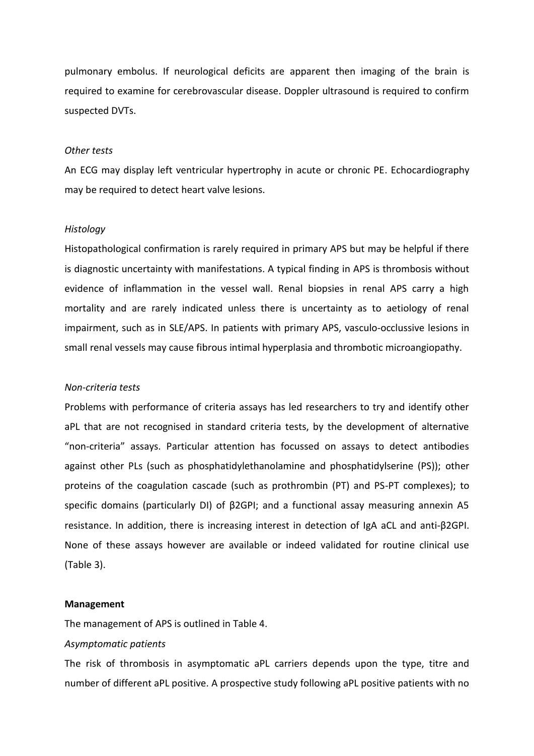pulmonary embolus. If neurological deficits are apparent then imaging of the brain is required to examine for cerebrovascular disease. Doppler ultrasound is required to confirm suspected DVTs.

*Other tests*

An ECG may display left ventricular hypertrophy in acute or chronic PE. Echocardiography may be required to detect heart valve lesions.

*Histology*

Histopathological confirmation is rarely required in primary APS but may be helpful if there is diagnostic uncertainty with manifestations. A typical finding in APS is thrombosis without evidence of inflammation in the vessel wall. Renal biopsies in renal APS carry a high mortality and are rarely indicated unless there is uncertainty as to aetiology of renal impairment, such as in SLE/APS. In patients with primary APS, vasculo-occlussive lesions in small renal vessels may cause fibrous intimal hyperplasia and thrombotic microangiopathy.

*Non-criteria tests*

Problems with performance of criteria assays has led researchers to try and identify other aPL that are not recognised in standard criteria tests, by the development of alternative "non-criteria" assays. Particular attention has focussed on assays to detect antibodies against other PLs (such as phosphatidylethanolamine and phosphatidylserine (PS)); other proteins of the coagulation cascade (such as prothrombin (PT) and PS-PT complexes); to specific domains (particularly DI) of β2GPI; and a functional assay measuring annexin A5 resistance. In addition, there is increasing interest in detection of IgA aCL and anti-β2GPI. None of these assays however are available or indeed validated for routine clinical use (Table 3).

**Management**

The management of APS is outlined in Table 4.

*Asymptomatic patients*

The risk of thrombosis in asymptomatic aPL carriers depends upon the type, titre and number of different aPL positive. A prospective study following aPL positive patients with no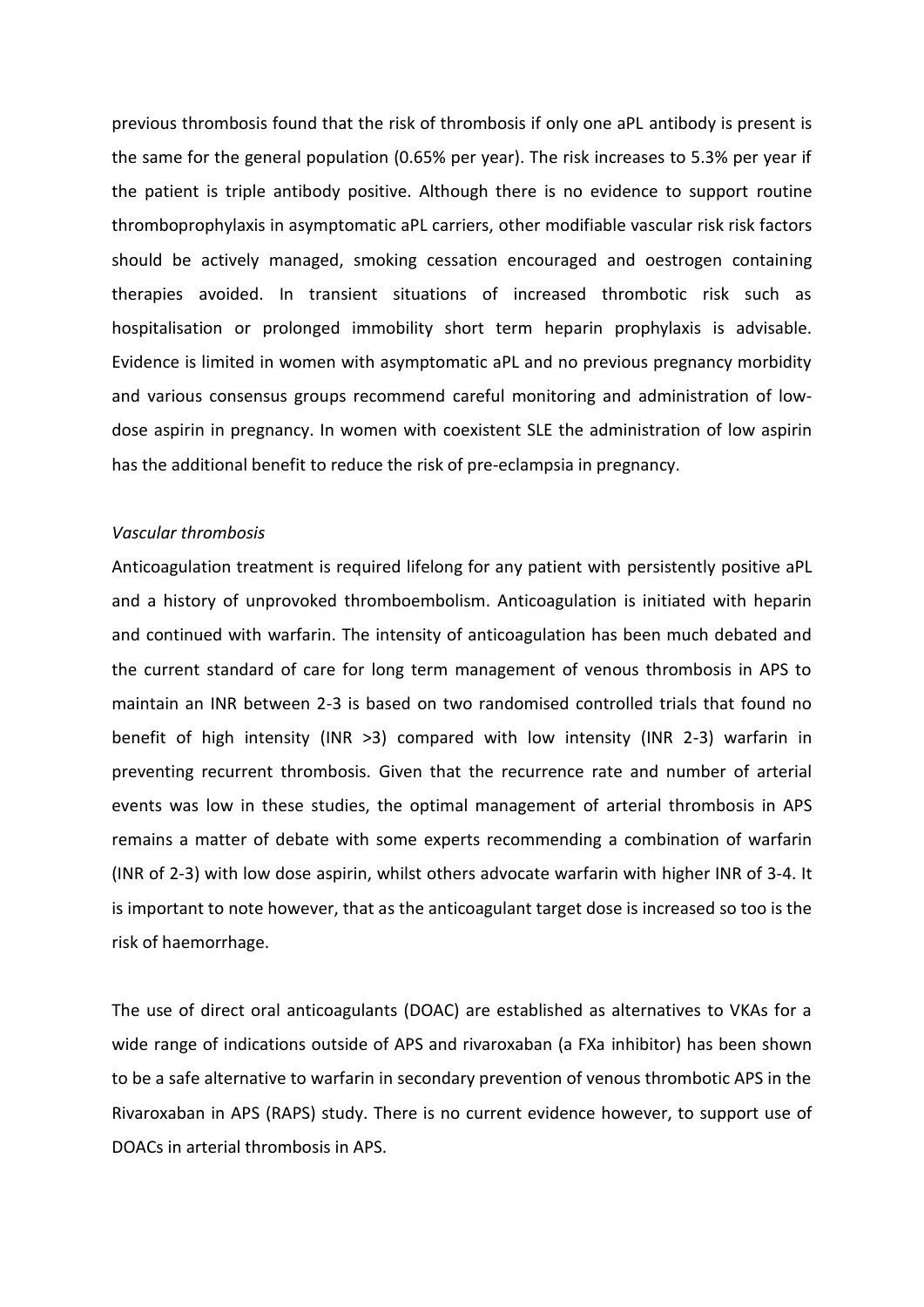previous thrombosis found that the risk of thrombosis if only one aPL antibody is present is the same for the general population (0.65% per year). The risk increases to 5.3% per year if the patient is triple antibody positive. Although there is no evidence to support routine thromboprophylaxis in asymptomatic aPL carriers, other modifiable vascular risk risk factors should be actively managed, smoking cessation encouraged and oestrogen containing therapies avoided. In transient situations of increased thrombotic risk such as hospitalisation or prolonged immobility short term heparin prophylaxis is advisable. Evidence is limited in women with asymptomatic aPL and no previous pregnancy morbidity and various consensus groups recommend careful monitoring and administration of low-dose aspirin in pregnancy. In women with coexistent SLE the administration of low aspirin has the additional benefit to reduce the risk of pre-eclampsia in pregnancy.

*Vascular thrombosis*

Anticoagulation treatment is required lifelong for any patient with persistently positive aPL and a history of unprovoked thromboembolism. Anticoagulation is initiated with heparin and continued with warfarin. The intensity of anticoagulation has been much debated and the current standard of care for long term management of venous thrombosis in APS to maintain an INR between 2-3 is based on two randomised controlled trials that found no benefit of high intensity (INR >3) compared with low intensity (INR 2-3) warfarin in preventing recurrent thrombosis. Given that the recurrence rate and number of arterial events was low in these studies, the optimal management of arterial thrombosis in APS remains a matter of debate with some experts recommending a combination of warfarin (INR of 2-3) with low dose aspirin, whilst others advocate warfarin with higher INR of 3-4. It is important to note however, that as the anticoagulant target dose is increased so too is the risk of haemorrhage.

The use of direct oral anticoagulants (DOAC) are established as alternatives to VKAs for a wide range of indications outside of APS and rivaroxaban (a FXa inhibitor) has been shown to be a safe alternative to warfarin in secondary prevention of venous thrombotic APS in the Rivaroxaban in APS (RAPS) study. There is no current evidence however, to support use of DOACs in arterial thrombosis in APS.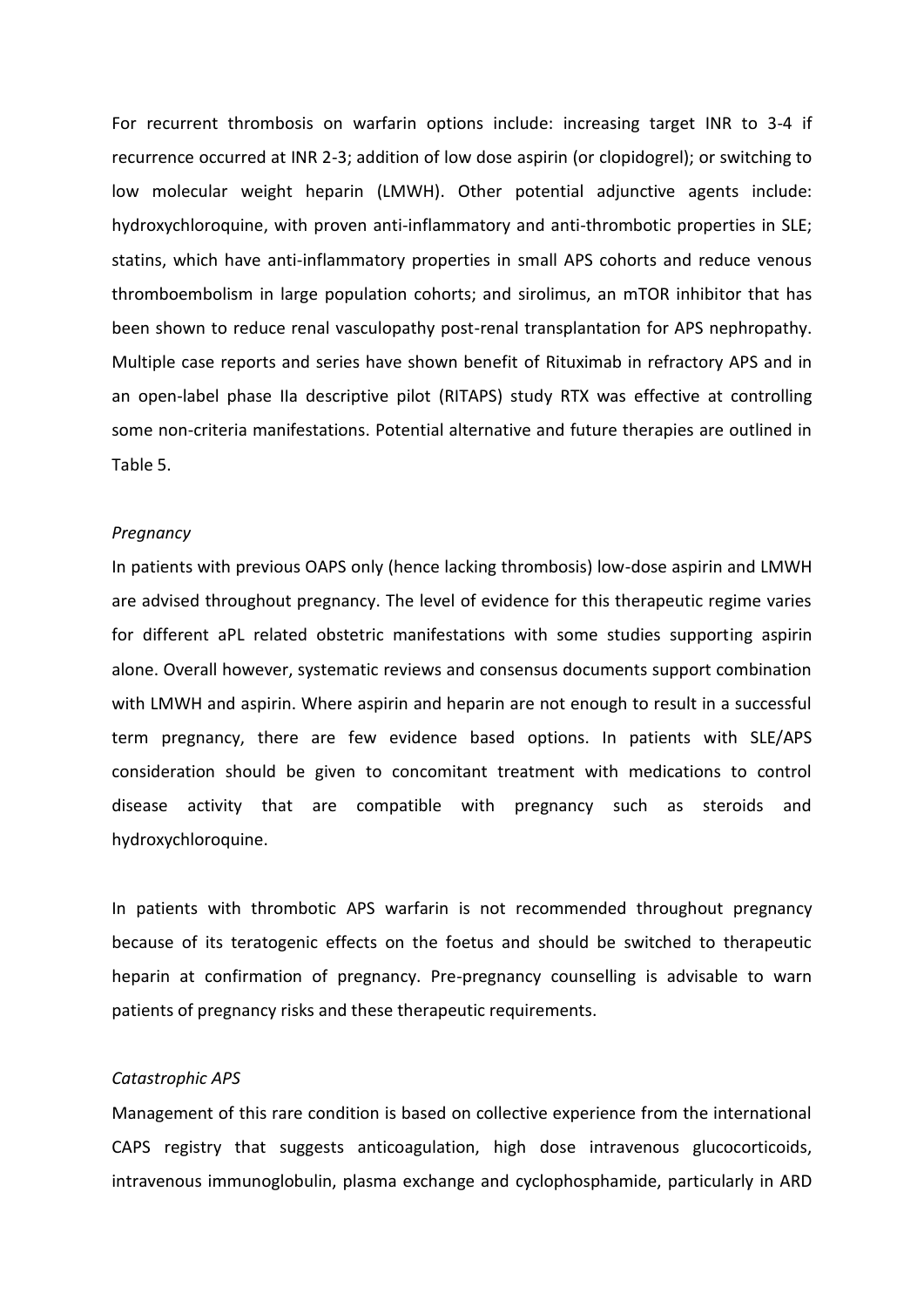For recurrent thrombosis on warfarin options include: increasing target INR to 3-4 if recurrence occurred at INR 2-3; addition of low dose aspirin (or clopidogrel); or switching to low molecular weight heparin (LMWH). Other potential adjunctive agents include: hydroxychloroquine, with proven anti-inflammatory and anti-thrombotic properties in SLE; statins, which have anti-inflammatory properties in small APS cohorts and reduce venous thromboembolism in large population cohorts; and sirolimus, an mTOR inhibitor that has been shown to reduce renal vasculopathy post-renal transplantation for APS nephropathy. Multiple case reports and series have shown benefit of Rituximab in refractory APS and in an open-label phase IIa descriptive pilot (RITAPS) study RTX was effective at controlling some non-criteria manifestations. Potential alternative and future therapies are outlined in Table 5.

*Pregnancy*

In patients with previous OAPS only (hence lacking thrombosis) low-dose aspirin and LMWH are advised throughout pregnancy. The level of evidence for this therapeutic regime varies for different aPL related obstetric manifestations with some studies supporting aspirin alone. Overall however, systematic reviews and consensus documents support combination with LMWH and aspirin. Where aspirin and heparin are not enough to result in a successful term pregnancy, there are few evidence based options. In patients with SLE/APS consideration should be given to concomitant treatment with medications to control disease activity that are compatible with pregnancy such as steroids and hydroxychloroquine.

In patients with thrombotic APS warfarin is not recommended throughout pregnancy because of its teratogenic effects on the foetus and should be switched to therapeutic heparin at confirmation of pregnancy. Pre-pregnancy counselling is advisable to warn patients of pregnancy risks and these therapeutic requirements.

*Catastrophic APS*

Management of this rare condition is based on collective experience from the international CAPS registry that suggests anticoagulation, high dose intravenous glucocorticoids, intravenous immunoglobulin, plasma exchange and cyclophosphamide, particularly in ARD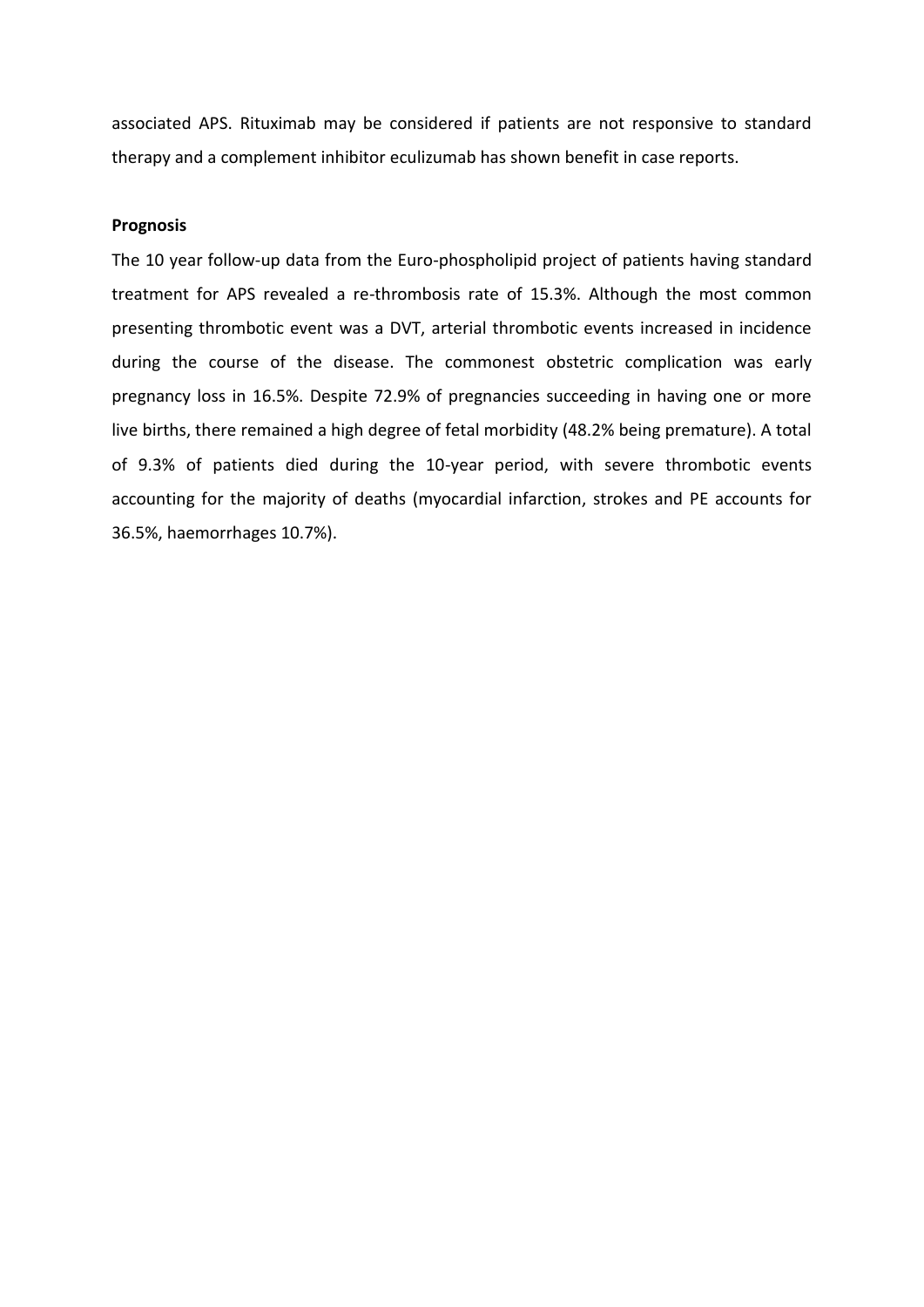associated APS. Rituximab may be considered if patients are not responsive to standard therapy and a complement inhibitor eculizumab has shown benefit in case reports.

**Prognosis**

The 10 year follow-up data from the Euro-phospholipid project of patients having standard treatment for APS revealed a re-thrombosis rate of 15.3%. Although the most common presenting thrombotic event was a DVT, arterial thrombotic events increased in incidence during the course of the disease. The commonest obstetric complication was early pregnancy loss in 16.5%. Despite 72.9% of pregnancies succeeding in having one or more live births, there remained a high degree of fetal morbidity (48.2% being premature). A total of 9.3% of patients died during the 10-year period, with severe thrombotic events accounting for the majority of deaths (myocardial infarction, strokes and PE accounts for 36.5%, haemorrhages 10.7%).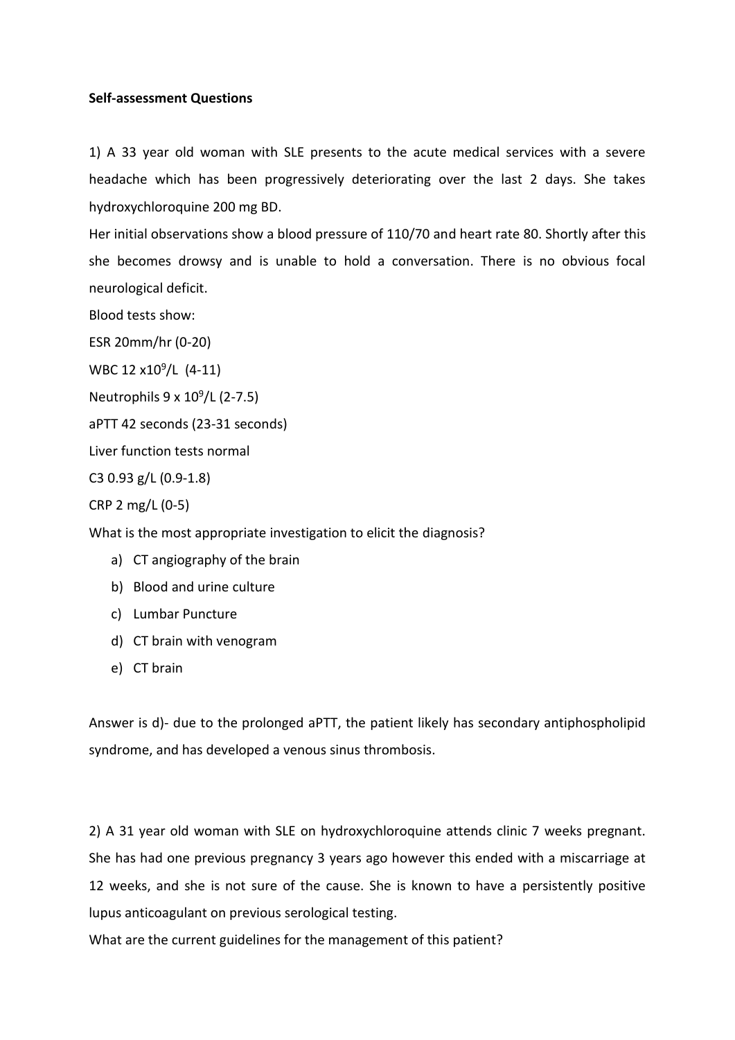**Self-assessment Questions**

1) A 33 year old woman with SLE presents to the acute medical services with a severe headache which has been progressively deteriorating over the last 2 days. She takes hydroxychloroquine 200 mg BD.

Her initial observations show a blood pressure of 110/70 and heart rate 80. Shortly after this she becomes drowsy and is unable to hold a conversation. There is no obvious focal neurological deficit.

Blood tests show:

ESR 20mm/hr (0-20)

WBC 12 $x10^9$/L (4-11)

Neutrophils 9 x $10^9$/L (2-7.5)

aPTT 42 seconds (23-31 seconds)

Liver function tests normal

C3 0.93 g/L (0.9-1.8)

CRP 2 mg/L (0-5)

What is the most appropriate investigation to elicit the diagnosis?

a) CT angiography of the brain
b) Blood and urine culture
c) Lumbar Puncture
d) CT brain with venogram
e) CT brain

Answer is d)- due to the prolonged aPTT, the patient likely has secondary antiphospholipid syndrome, and has developed a venous sinus thrombosis.

2) A 31 year old woman with SLE on hydroxychloroquine attends clinic 7 weeks pregnant. She has had one previous pregnancy 3 years ago however this ended with a miscarriage at 12 weeks, and she is not sure of the cause. She is known to have a persistently positive lupus anticoagulant on previous serological testing.

What are the current guidelines for the management of this patient?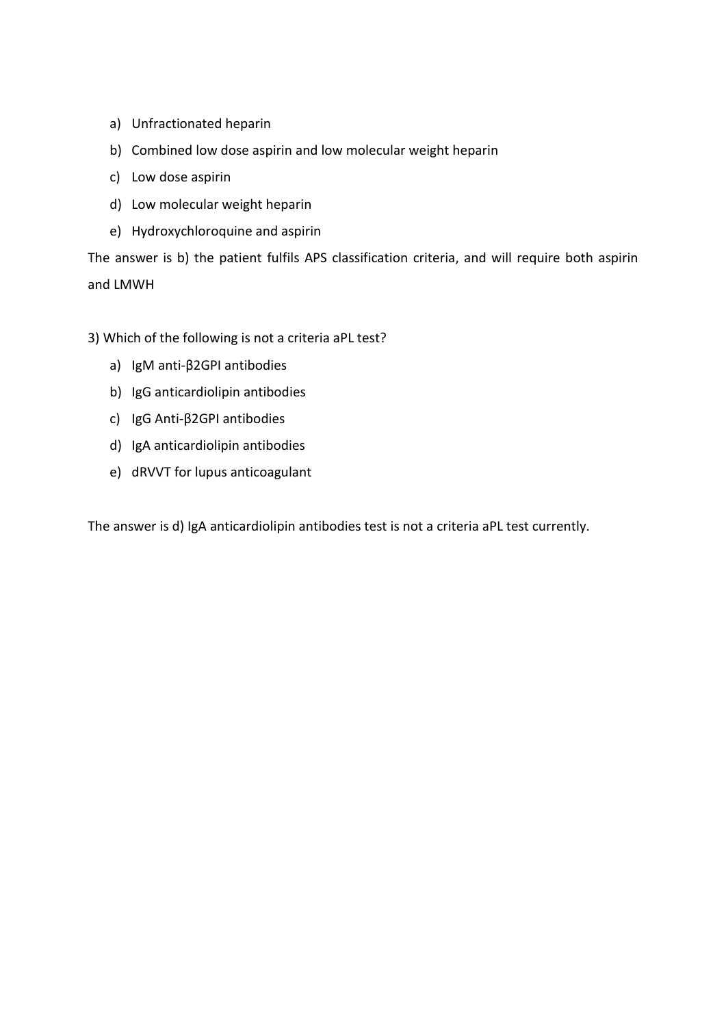a) Unfractionated heparin
b) Combined low dose aspirin and low molecular weight heparin
c) Low dose aspirin
d) Low molecular weight heparin
e) Hydroxychloroquine and aspirin

The answer is b) the patient fulfils APS classification criteria, and will require both aspirin and LMWH

3) Which of the following is not a criteria aPL test?

a) IgM anti-β2GPI antibodies
b) IgG anticardiolipin antibodies
c) IgG Anti-β2GPI antibodies
d) IgA anticardiolipin antibodies
e) dRVVT for lupus anticoagulant

The answer is d) IgA anticardiolipin antibodies test is not a criteria aPL test currently.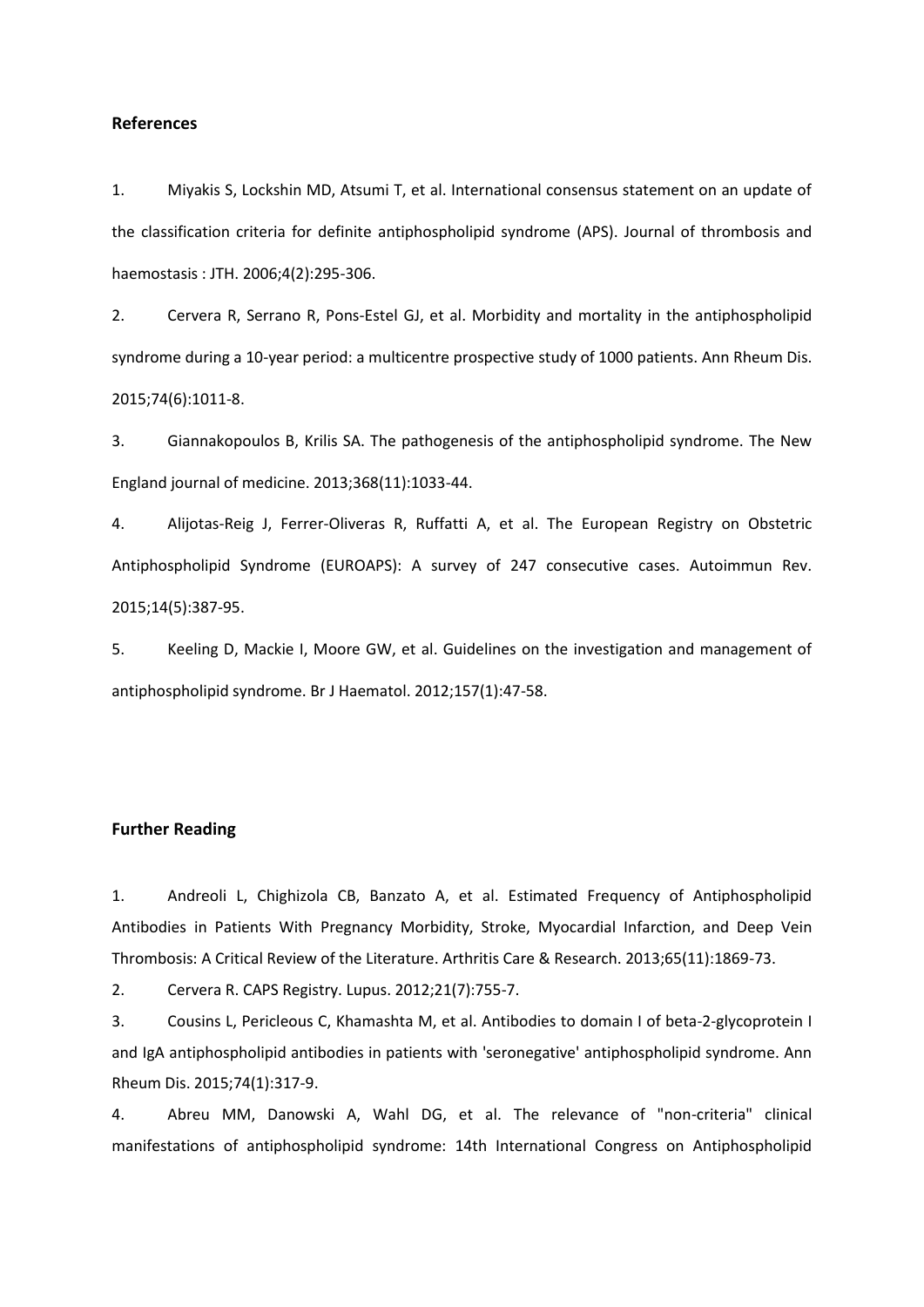**References**

1. Miyakis S, Lockshin MD, Atsumi T, et al. International consensus statement on an update of the classification criteria for definite antiphospholipid syndrome (APS). Journal of thrombosis and haemostasis : JTH. 2006;4(2):295-306.

2. Cervera R, Serrano R, Pons-Estel GJ, et al. Morbidity and mortality in the antiphospholipid syndrome during a 10-year period: a multicentre prospective study of 1000 patients. Ann Rheum Dis. 2015;74(6):1011-8.

3. Giannakopoulos B, Krilis SA. The pathogenesis of the antiphospholipid syndrome. The New England journal of medicine. 2013;368(11):1033-44.

4. Alijotas-Reig J, Ferrer-Oliveras R, Ruffatti A, et al. The European Registry on Obstetric Antiphospholipid Syndrome (EUROAPS): A survey of 247 consecutive cases. Autoimmun Rev. 2015;14(5):387-95.

5. Keeling D, Mackie I, Moore GW, et al. Guidelines on the investigation and management of antiphospholipid syndrome. Br J Haematol. 2012;157(1):47-58.

**Further Reading**

1. Andreoli L, Chighizola CB, Banzato A, et al. Estimated Frequency of Antiphospholipid Antibodies in Patients With Pregnancy Morbidity, Stroke, Myocardial Infarction, and Deep Vein Thrombosis: A Critical Review of the Literature. Arthritis Care & Research. 2013;65(11):1869-73.

2. Cervera R. CAPS Registry. Lupus. 2012;21(7):755-7.

3. Cousins L, Pericleous C, Khamashta M, et al. Antibodies to domain I of beta-2-glycoprotein I and IgA antiphospholipid antibodies in patients with 'seronegative' antiphospholipid syndrome. Ann Rheum Dis. 2015;74(1):317-9.

4. Abreu MM, Danowski A, Wahl DG, et al. The relevance of "non-criteria" clinical manifestations of antiphospholipid syndrome: 14th International Congress on Antiphospholipid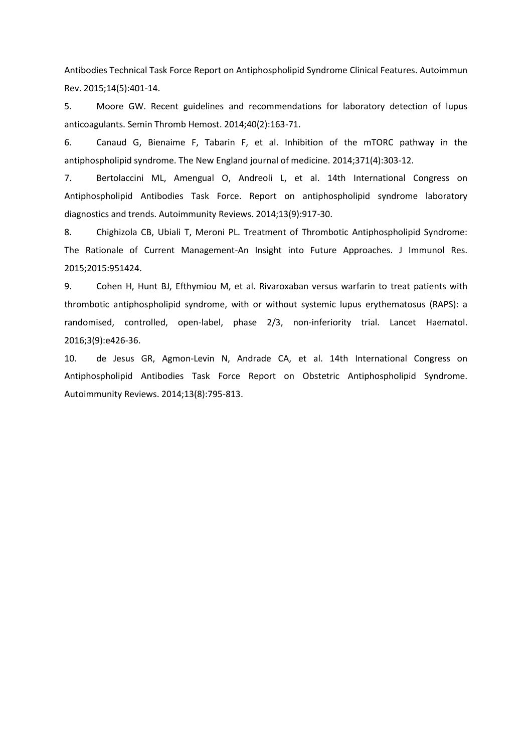Antibodies Technical Task Force Report on Antiphospholipid Syndrome Clinical Features. Autoimmun Rev. 2015;14(5):401-14.

5. Moore GW. Recent guidelines and recommendations for laboratory detection of lupus anticoagulants. Semin Thromb Hemost. 2014;40(2):163-71.

6. Canaud G, Bienaime F, Tabarin F, et al. Inhibition of the mTORC pathway in the antiphospholipid syndrome. The New England journal of medicine. 2014;371(4):303-12.

7. Bertolaccini ML, Amengual O, Andreoli L, et al. 14th International Congress on Antiphospholipid Antibodies Task Force. Report on antiphospholipid syndrome laboratory diagnostics and trends. Autoimmunity Reviews. 2014;13(9):917-30.

8. Chighizola CB, Ubiali T, Meroni PL. Treatment of Thrombotic Antiphospholipid Syndrome: The Rationale of Current Management-An Insight into Future Approaches. J Immunol Res. 2015;2015:951424.

9. Cohen H, Hunt BJ, Efthymiou M, et al. Rivaroxaban versus warfarin to treat patients with thrombotic antiphospholipid syndrome, with or without systemic lupus erythematosus (RAPS): a randomised, controlled, open-label, phase 2/3, non-inferiority trial. Lancet Haematol. 2016;3(9):e426-36.

10. de Jesus GR, Agmon-Levin N, Andrade CA, et al. 14th International Congress on Antiphospholipid Antibodies Task Force Report on Obstetric Antiphospholipid Syndrome. Autoimmunity Reviews. 2014;13(8):795-813.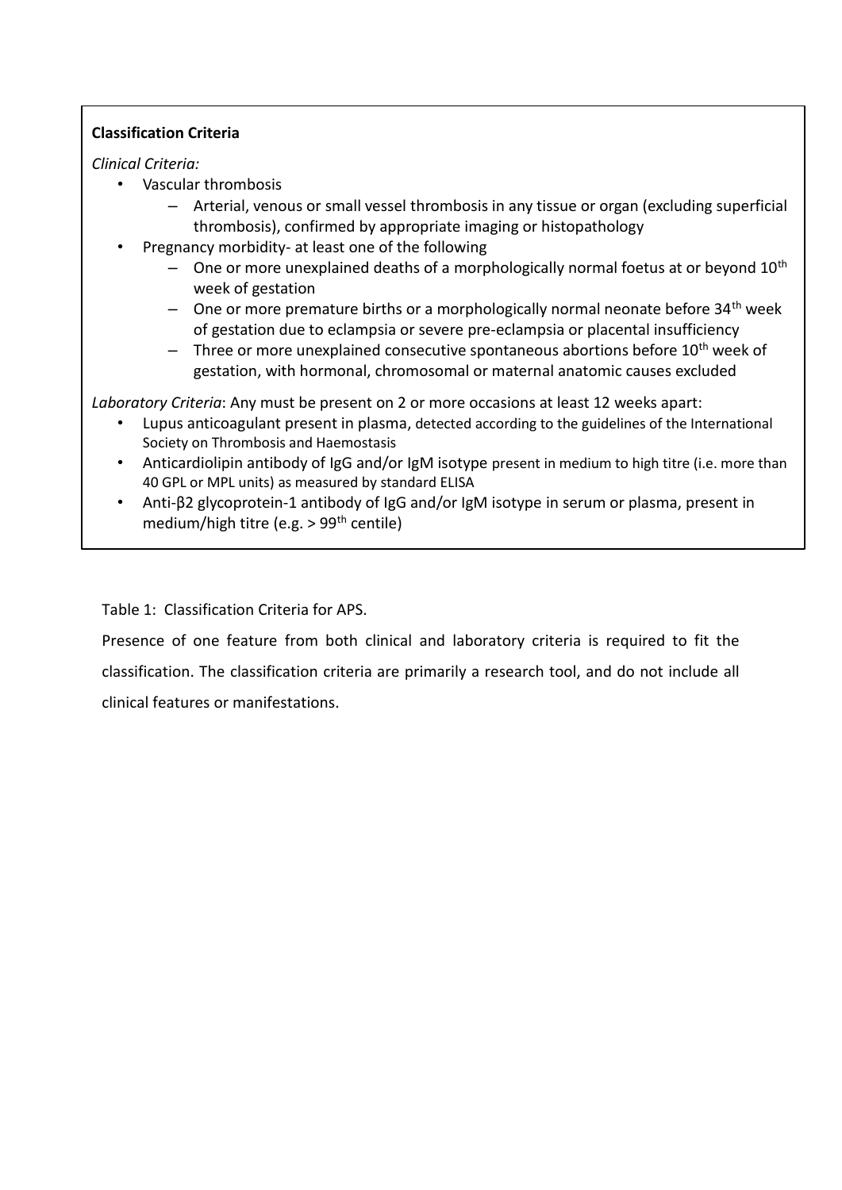**Classification Criteria**

*Clinical Criteria:*

- Vascular thrombosis
  - Arterial, venous or small vessel thrombosis in any tissue or organ (excluding superficial thrombosis), confirmed by appropriate imaging or histopathology
- Pregnancy morbidity- at least one of the following
  - One or more unexplained deaths of a morphologically normal foetus at or beyond 10th week of gestation
  - One or more premature births or a morphologically normal neonate before 34th week of gestation due to eclampsia or severe pre-eclampsia or placental insufficiency
  - Three or more unexplained consecutive spontaneous abortions before 10th week of gestation, with hormonal, chromosomal or maternal anatomic causes excluded

*Laboratory Criteria*: Any must be present on 2 or more occasions at least 12 weeks apart:

- Lupus anticoagulant present in plasma, detected according to the guidelines of the International Society on Thrombosis and Haemostasis
- Anticardiolipin antibody of IgG and/or IgM isotype present in medium to high titre (i.e. more than 40 GPL or MPL units) as measured by standard ELISA
- Anti-β2 glycoprotein-1 antibody of IgG and/or IgM isotype in serum or plasma, present in medium/high titre (e.g. > 99th centile)

Table 1: Classification Criteria for APS.

Presence of one feature from both clinical and laboratory criteria is required to fit the classification. The classification criteria are primarily a research tool, and do not include all clinical features or manifestations.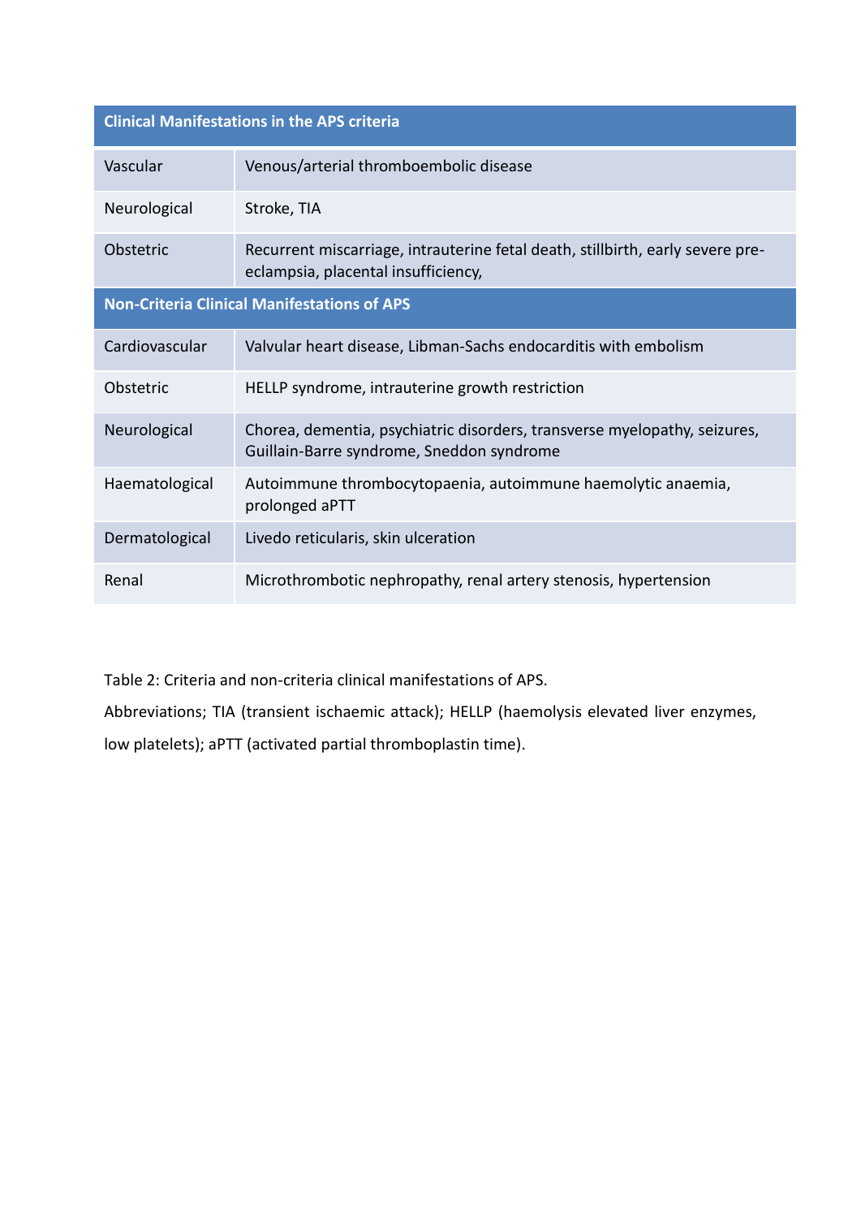| Clinical Manifestations in the APS criteria | |
|---|---|
| Vascular | Venous/arterial thromboembolic disease |
| Neurological | Stroke, TIA |
| Obstetric | Recurrent miscarriage, intrauterine fetal death, stillbirth, early severe pre-eclampsia, placental insufficiency, |
| **Non-Criteria Clinical Manifestations of APS** | |
| Cardiovascular | Valvular heart disease, Libman-Sachs endocarditis with embolism |
| Obstetric | HELLP syndrome, intrauterine growth restriction |
| Neurological | Chorea, dementia, psychiatric disorders, transverse myelopathy, seizures, Guillain-Barre syndrome, Sneddon syndrome |
| Haematological | Autoimmune thrombocytopaenia, autoimmune haemolytic anaemia, prolonged aPTT |
| Dermatological | Livedo reticularis, skin ulceration |
| Renal | Microthrombotic nephropathy, renal artery stenosis, hypertension |

Table 2: Criteria and non-criteria clinical manifestations of APS.

Abbreviations; TIA (transient ischaemic attack); HELLP (haemolysis elevated liver enzymes, low platelets); aPTT (activated partial thromboplastin time).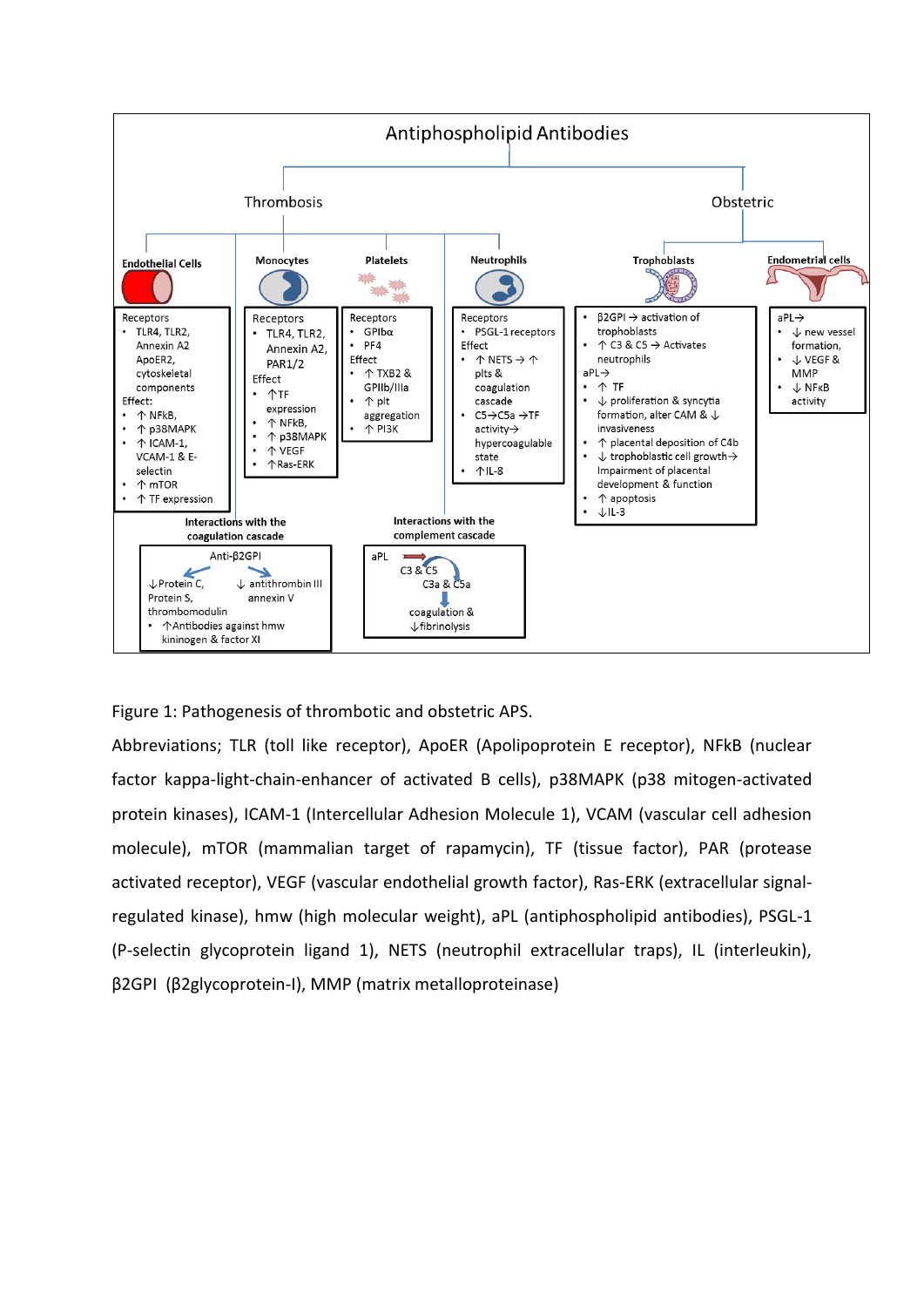Antiphospholipid Antibodies

**Thrombosis**

**Endothelial Cells**

Receptors
- TLR4, TLR2, Annexin A2 ApoER2, cytoskeletal components

Effect:
- ↑ NFkB,
- ↑ p38MAPK
- ↑ ICAM-1, VCAM-1 & E-selectin
- ↑ mTOR
- ↑ TF expression

**Monocytes**

Receptors
- TLR4, TLR2, Annexin A2, PAR1/2

Effect
- ↑TF expression
- ↑ NFkB,
- ↑ p38MAPK
- ↑ VEGF
- ↑Ras-ERK

**Platelets**

Receptors
- GPIbα
- PF4

Effect
- ↑ TXB2 & GPIIb/IIIa
- ↑ plt aggregation
- ↑ PI3K

**Neutrophils**

Receptors
- PSGL-1 receptors

Effect
- ↑ NETS → ↑ plts & coagulation cascade
- C5→C5a →TF activity→ hypercoagulable state
- ↑IL-8

**Interactions with the coagulation cascade**

Anti-β2GPI
- ↓Protein C, Protein S, thrombomodulin
- ↓ antithrombin III annexin V
- ↑Antibodies against hmw kininogen & factor XI

**Interactions with the complement cascade**

aPL → C3 & C5 → C3a & C5a → coagulation & ↓fibrinolysis

**Obstetric**

**Trophoblasts**
- β2GPI → activation of trophoblasts
- ↑ C3 & C5 → Activates neutrophils

aPL→
- ↑ TF
- ↓ proliferation & syncytia formation, alter CAM & ↓ invasiveness
- ↑ placental deposition of C4b
- ↓ trophoblastic cell growth→ Impairment of placental development & function
- ↑ apoptosis
- ↓IL-3

**Endometrial cells**

aPL→
- ↓ new vessel formation,
- ↓ VEGF & MMP
- ↓ NFκB activity

Figure 1: Pathogenesis of thrombotic and obstetric APS.

Abbreviations; TLR (toll like receptor), ApoER (Apolipoprotein E receptor), NFkB (nuclear factor kappa-light-chain-enhancer of activated B cells), p38MAPK (p38 mitogen-activated protein kinases), ICAM-1 (Intercellular Adhesion Molecule 1), VCAM (vascular cell adhesion molecule), mTOR (mammalian target of rapamycin), TF (tissue factor), PAR (protease activated receptor), VEGF (vascular endothelial growth factor), Ras-ERK (extracellular signal-regulated kinase), hmw (high molecular weight), aPL (antiphospholipid antibodies), PSGL-1 (P-selectin glycoprotein ligand 1), NETS (neutrophil extracellular traps), IL (interleukin), β2GPI (β2glycoprotein-I), MMP (matrix metalloproteinase)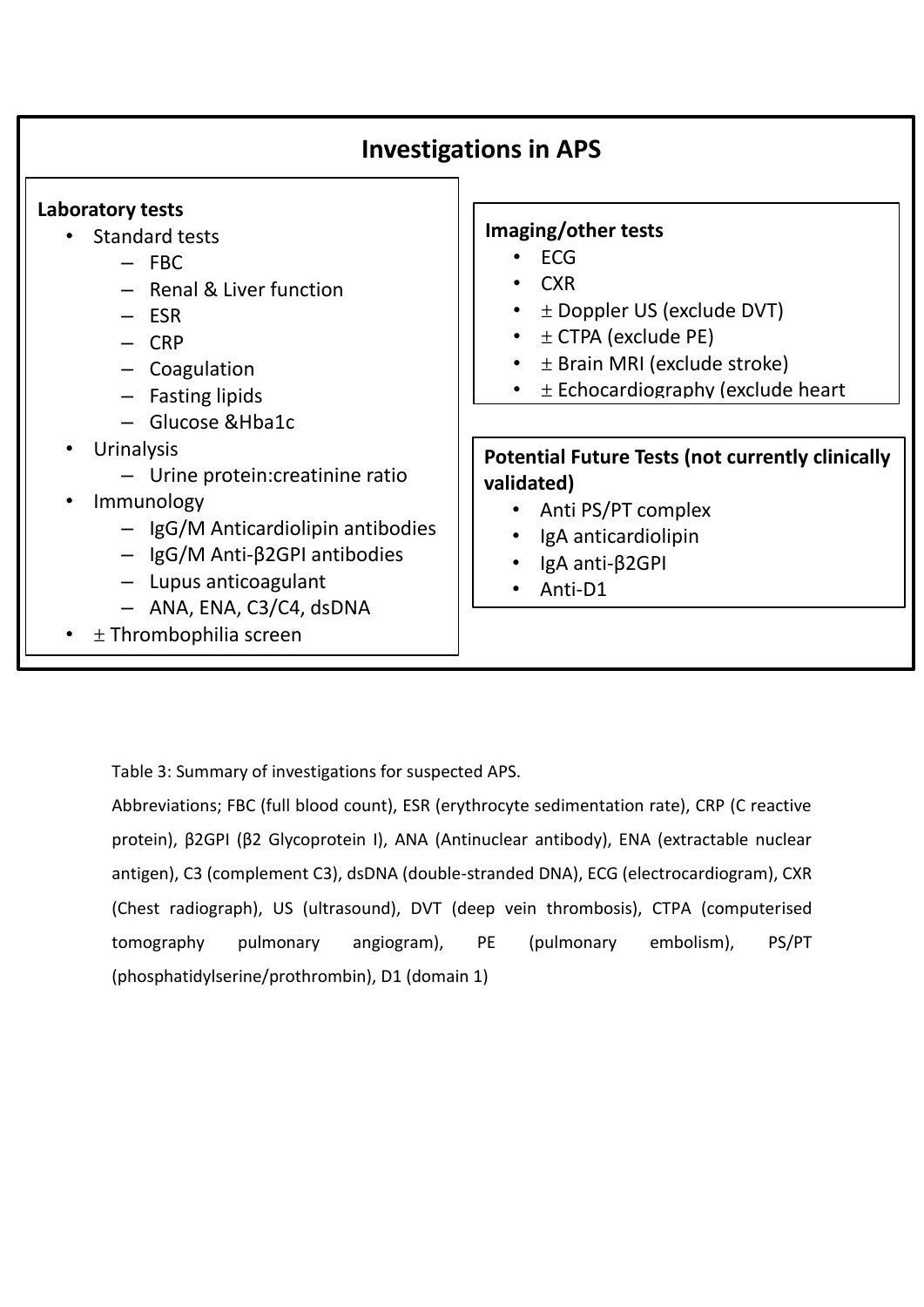## Investigations in APS

**Laboratory tests**

- Standard tests
  - FBC
  - Renal & Liver function
  - ESR
  - CRP
  - Coagulation
  - Fasting lipids
  - Glucose &Hba1c
- Urinalysis
  - Urine protein:creatinine ratio
- Immunology
  - IgG/M Anticardiolipin antibodies
  - IgG/M Anti-β2GPI antibodies
  - Lupus anticoagulant
  - ANA, ENA, C3/C4, dsDNA
- ± Thrombophilia screen

**Imaging/other tests**

- ECG
- CXR
- ± Doppler US (exclude DVT)
- ± CTPA (exclude PE)
- ± Brain MRI (exclude stroke)
- ± Echocardiography (exclude heart

**Potential Future Tests (not currently clinically validated)**

- Anti PS/PT complex
- IgA anticardiolipin
- IgA anti-β2GPI
- Anti-D1

Table 3: Summary of investigations for suspected APS.

Abbreviations; FBC (full blood count), ESR (erythrocyte sedimentation rate), CRP (C reactive protein), β2GPI (β2 Glycoprotein I), ANA (Antinuclear antibody), ENA (extractable nuclear antigen), C3 (complement C3), dsDNA (double-stranded DNA), ECG (electrocardiogram), CXR (Chest radiograph), US (ultrasound), DVT (deep vein thrombosis), CTPA (computerised tomography pulmonary angiogram), PE (pulmonary embolism), PS/PT (phosphatidylserine/prothrombin), D1 (domain 1)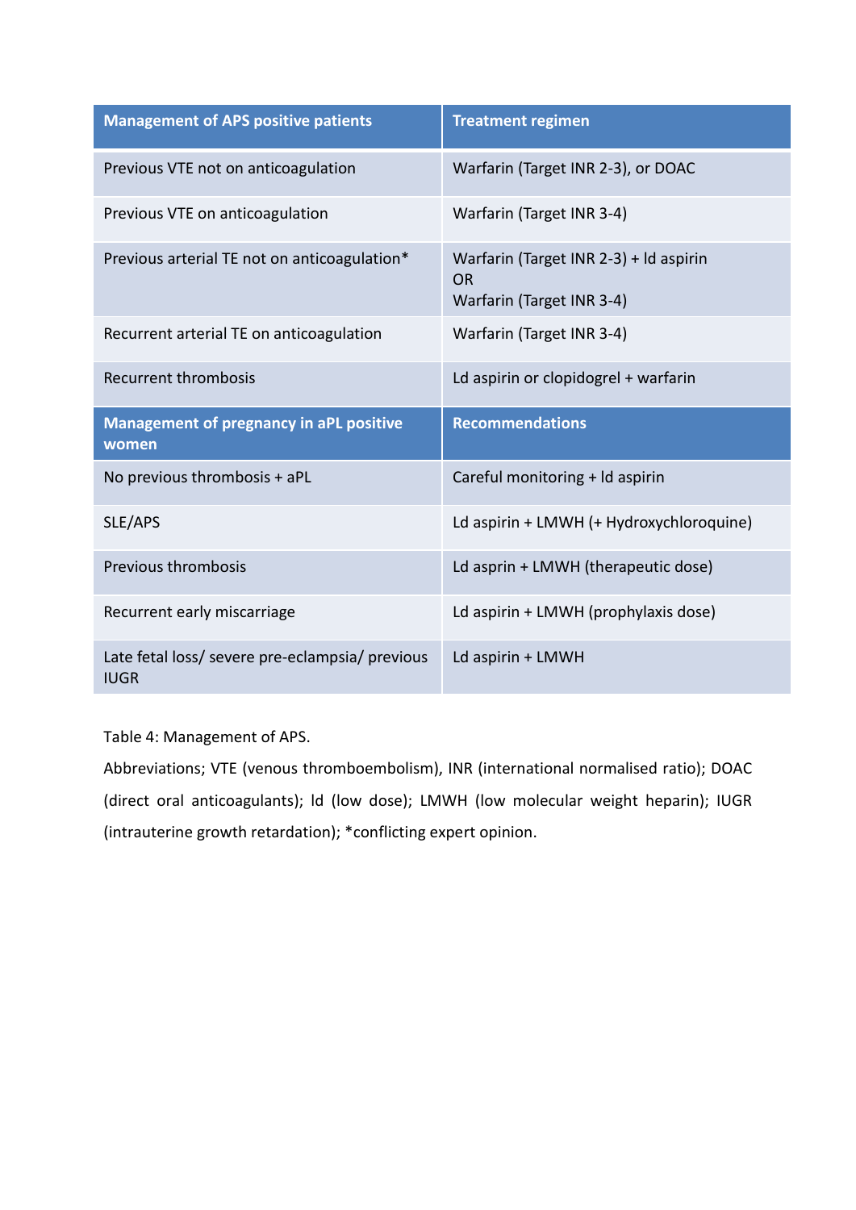| Management of APS positive patients | Treatment regimen |
| --- | --- |
| Previous VTE not on anticoagulation | Warfarin (Target INR 2-3), or DOAC |
| Previous VTE on anticoagulation | Warfarin (Target INR 3-4) |
| Previous arterial TE not on anticoagulation* | Warfarin (Target INR 2-3) + ld aspirin<br>OR<br>Warfarin (Target INR 3-4) |
| Recurrent arterial TE on anticoagulation | Warfarin (Target INR 3-4) |
| Recurrent thrombosis | Ld aspirin or clopidogrel + warfarin |
| **Management of pregnancy in aPL positive women** | **Recommendations** |
| No previous thrombosis + aPL | Careful monitoring + ld aspirin |
| SLE/APS | Ld aspirin + LMWH (+ Hydroxychloroquine) |
| Previous thrombosis | Ld asprin + LMWH (therapeutic dose) |
| Recurrent early miscarriage | Ld aspirin + LMWH (prophylaxis dose) |
| Late fetal loss/ severe pre-eclampsia/ previous IUGR | Ld aspirin + LMWH |

Table 4: Management of APS.

Abbreviations; VTE (venous thromboembolism), INR (international normalised ratio); DOAC (direct oral anticoagulants); ld (low dose); LMWH (low molecular weight heparin); IUGR (intrauterine growth retardation); *conflicting expert opinion.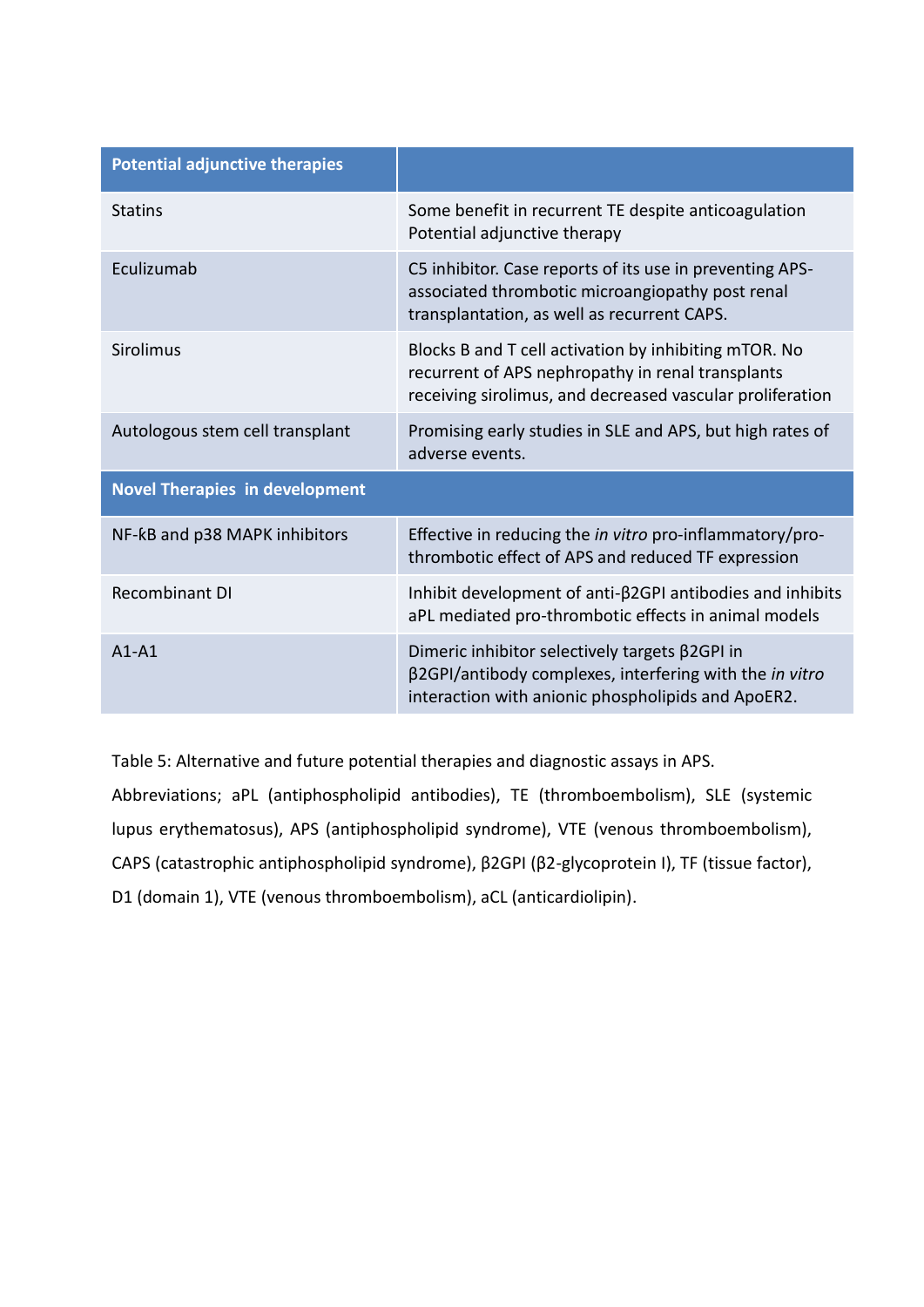| Potential adjunctive therapies | |
|---|---|
| Statins | Some benefit in recurrent TE despite anticoagulation Potential adjunctive therapy |
| Eculizumab | C5 inhibitor. Case reports of its use in preventing APS-associated thrombotic microangiopathy post renal transplantation, as well as recurrent CAPS. |
| Sirolimus | Blocks B and T cell activation by inhibiting mTOR. No recurrent of APS nephropathy in renal transplants receiving sirolimus, and decreased vascular proliferation |
| Autologous stem cell transplant | Promising early studies in SLE and APS, but high rates of adverse events. |
| **Novel Therapies in development** | |
| NF-kB and p38 MAPK inhibitors | Effective in reducing the *in vitro* pro-inflammatory/pro-thrombotic effect of APS and reduced TF expression |
| Recombinant DI | Inhibit development of anti-β2GPI antibodies and inhibits aPL mediated pro-thrombotic effects in animal models |
| A1-A1 | Dimeric inhibitor selectively targets β2GPI in β2GPI/antibody complexes, interfering with the *in vitro* interaction with anionic phospholipids and ApoER2. |

Table 5: Alternative and future potential therapies and diagnostic assays in APS.

Abbreviations; aPL (antiphospholipid antibodies), TE (thromboembolism), SLE (systemic lupus erythematosus), APS (antiphospholipid syndrome), VTE (venous thromboembolism), CAPS (catastrophic antiphospholipid syndrome), β2GPI (β2-glycoprotein I), TF (tissue factor), D1 (domain 1), VTE (venous thromboembolism), aCL (anticardiolipin).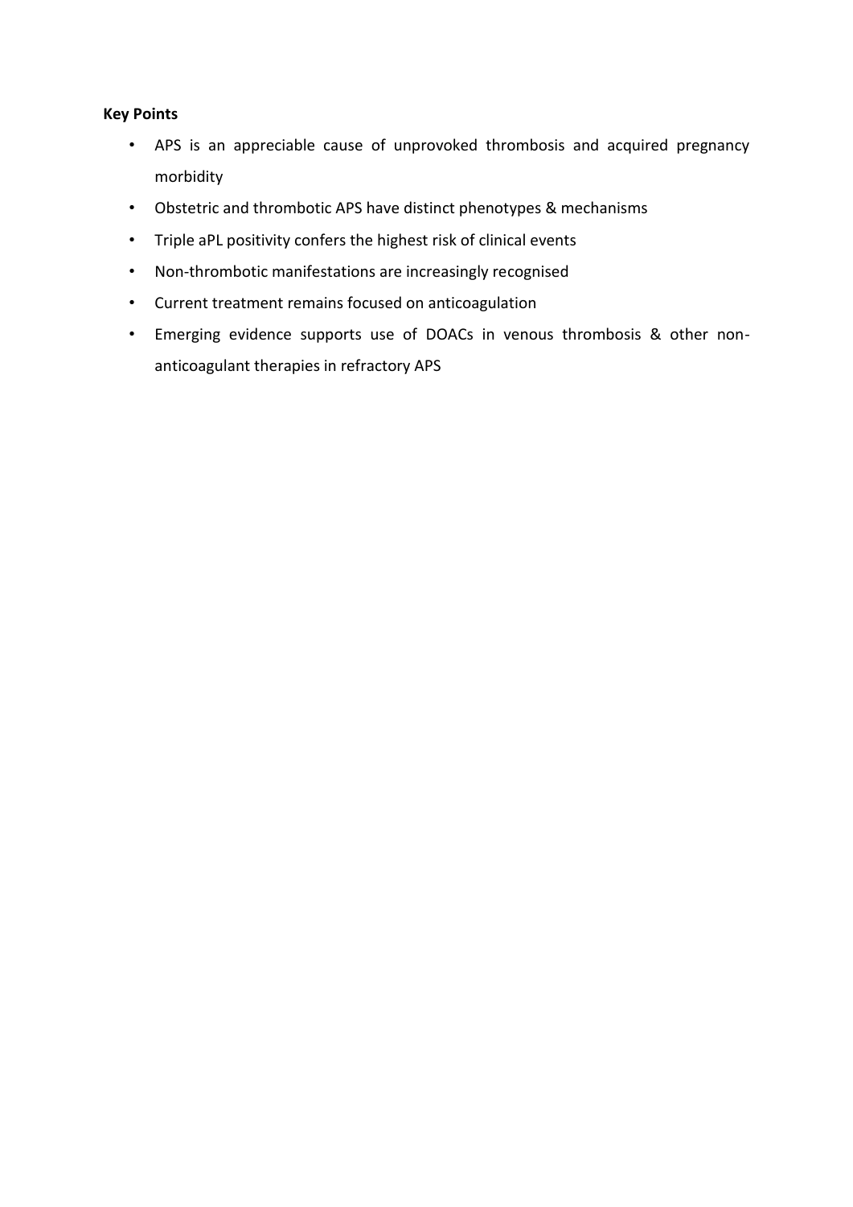**Key Points**

- APS is an appreciable cause of unprovoked thrombosis and acquired pregnancy morbidity
- Obstetric and thrombotic APS have distinct phenotypes & mechanisms
- Triple aPL positivity confers the highest risk of clinical events
- Non-thrombotic manifestations are increasingly recognised
- Current treatment remains focused on anticoagulation
- Emerging evidence supports use of DOACs in venous thrombosis & other non-anticoagulant therapies in refractory APS